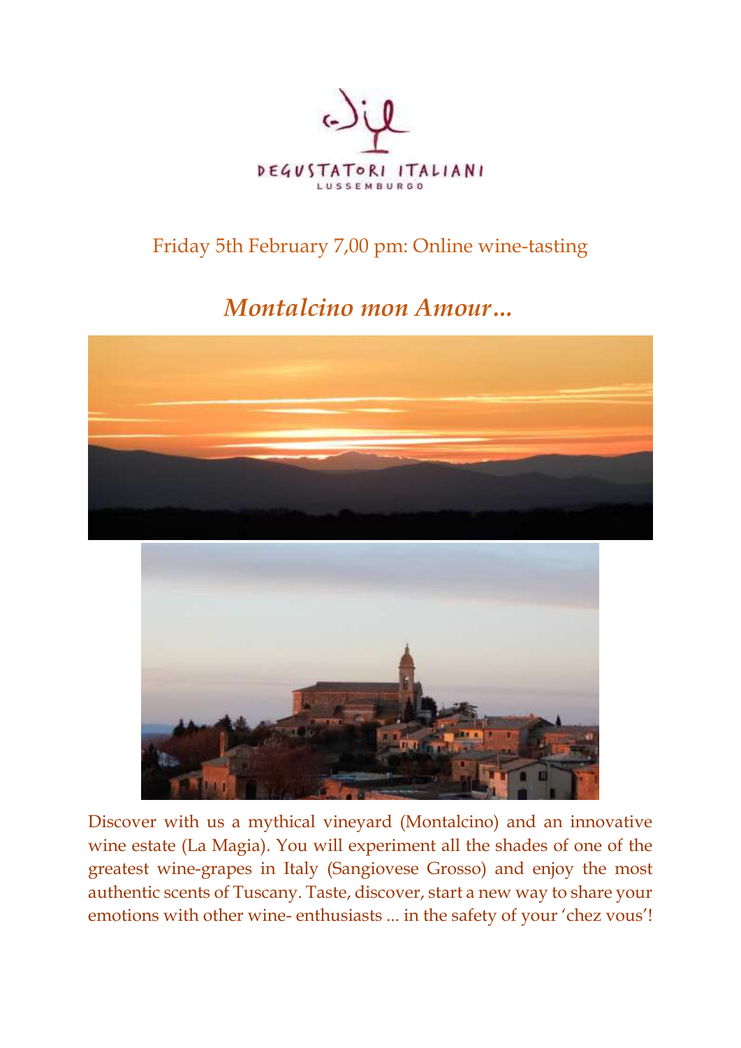DEGUSTATORI ITALIANI

LUSSEMBURGO

Friday 5th February 7,00 pm: Online wine-tasting

# *Montalcino mon Amour…*

Discover with us a mythical vineyard (Montalcino) and an innovative wine estate (La Magia). You will experiment all the shades of one of the greatest wine-grapes in Italy (Sangiovese Grosso) and enjoy the most authentic scents of Tuscany. Taste, discover, start a new way to share your emotions with other wine- enthusiasts ... in the safety of your 'chez vous'!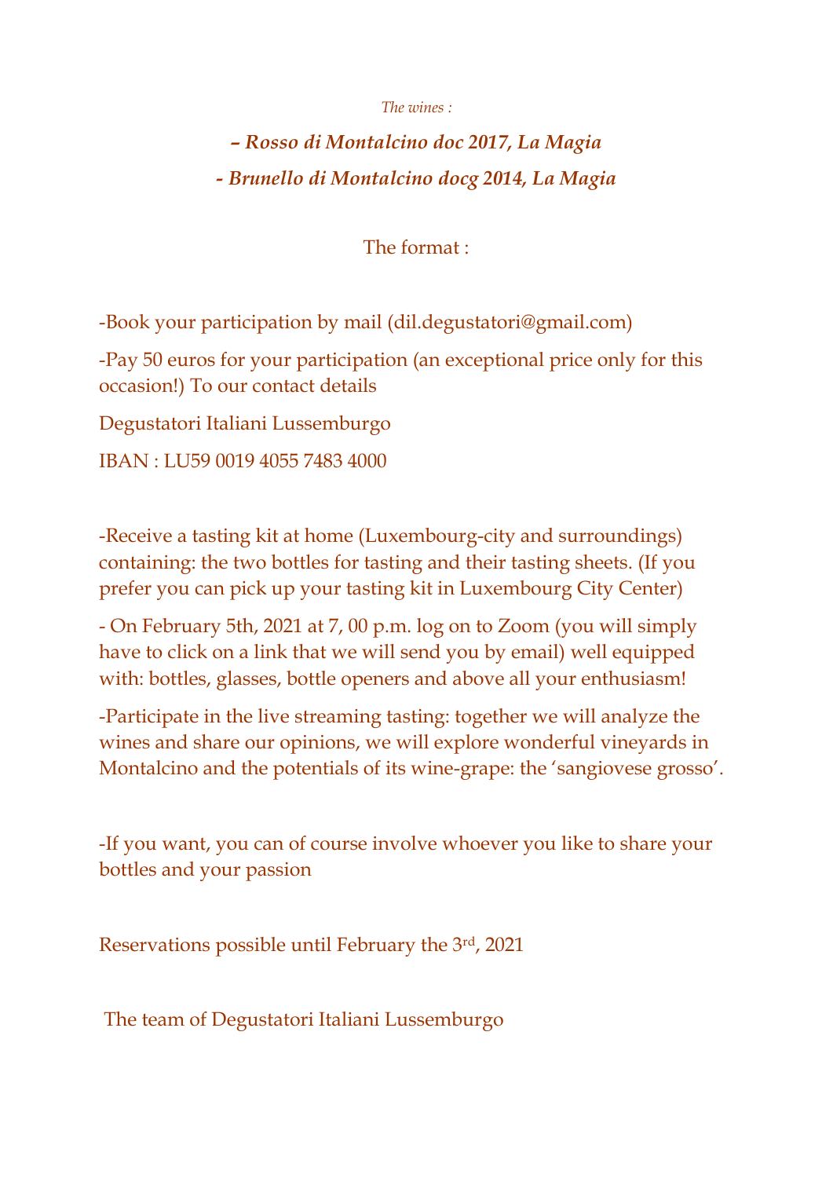*The wines :*

***– Rosso di Montalcino doc 2017, La Magia***

***- Brunello di Montalcino docg 2014, La Magia***

The format :

-Book your participation by mail (dil.degustatori@gmail.com)

-Pay 50 euros for your participation (an exceptional price only for this occasion!) To our contact details

Degustatori Italiani Lussemburgo

IBAN : LU59 0019 4055 7483 4000

-Receive a tasting kit at home (Luxembourg-city and surroundings) containing: the two bottles for tasting and their tasting sheets. (If you prefer you can pick up your tasting kit in Luxembourg City Center)

- On February 5th, 2021 at 7, 00 p.m. log on to Zoom (you will simply have to click on a link that we will send you by email) well equipped with: bottles, glasses, bottle openers and above all your enthusiasm!

-Participate in the live streaming tasting: together we will analyze the wines and share our opinions, we will explore wonderful vineyards in Montalcino and the potentials of its wine-grape: the 'sangiovese grosso'.

-If you want, you can of course involve whoever you like to share your bottles and your passion

Reservations possible until February the 3rd, 2021

The team of Degustatori Italiani Lussemburgo